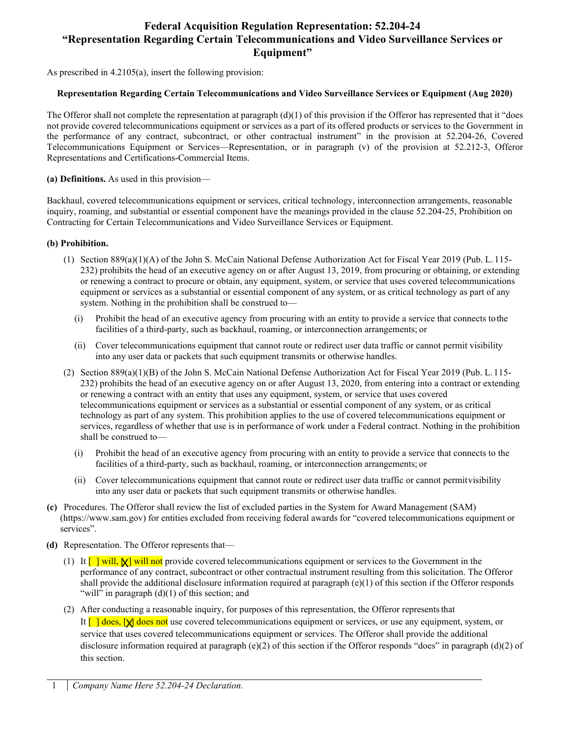# Federal Acquisition Regulation Representation: 52.204-24 "Representation Regarding Certain Telecommunications and Video Surveillance Services or Equipment"

As prescribed in 4.2105(a), insert the following provision:

**Representation Regarding Certain Telecommunications and Video Surveillance Services or Equipment (Aug 2020)**

The Offeror shall not complete the representation at paragraph (d)(1) of this provision if the Offeror has represented that it "does not provide covered telecommunications equipment or services as a part of its offered products or services to the Government in the performance of any contract, subcontract, or other contractual instrument" in the provision at 52.204-26, Covered Telecommunications Equipment or Services—Representation, or in paragraph (v) of the provision at 52.212-3, Offeror Representations and Certifications-Commercial Items.

**(a) Definitions.** As used in this provision—

Backhaul, covered telecommunications equipment or services, critical technology, interconnection arrangements, reasonable inquiry, roaming, and substantial or essential component have the meanings provided in the clause 52.204-25, Prohibition on Contracting for Certain Telecommunications and Video Surveillance Services or Equipment.

**(b) Prohibition.**

(1) Section 889(a)(1)(A) of the John S. McCain National Defense Authorization Act for Fiscal Year 2019 (Pub. L. 115-232) prohibits the head of an executive agency on or after August 13, 2019, from procuring or obtaining, or extending or renewing a contract to procure or obtain, any equipment, system, or service that uses covered telecommunications equipment or services as a substantial or essential component of any system, or as critical technology as part of any system. Nothing in the prohibition shall be construed to—

(i) Prohibit the head of an executive agency from procuring with an entity to provide a service that connects to the facilities of a third-party, such as backhaul, roaming, or interconnection arrangements; or

(ii) Cover telecommunications equipment that cannot route or redirect user data traffic or cannot permit visibility into any user data or packets that such equipment transmits or otherwise handles.

(2) Section 889(a)(1)(B) of the John S. McCain National Defense Authorization Act for Fiscal Year 2019 (Pub. L. 115-232) prohibits the head of an executive agency on or after August 13, 2020, from entering into a contract or extending or renewing a contract with an entity that uses any equipment, system, or service that uses covered telecommunications equipment or services as a substantial or essential component of any system, or as critical technology as part of any system. This prohibition applies to the use of covered telecommunications equipment or services, regardless of whether that use is in performance of work under a Federal contract. Nothing in the prohibition shall be construed to—

(i) Prohibit the head of an executive agency from procuring with an entity to provide a service that connects to the facilities of a third-party, such as backhaul, roaming, or interconnection arrangements; or

(ii) Cover telecommunications equipment that cannot route or redirect user data traffic or cannot permit visibility into any user data or packets that such equipment transmits or otherwise handles.

**(c)** Procedures. The Offeror shall review the list of excluded parties in the System for Award Management (SAM) (https://www.sam.gov) for entities excluded from receiving federal awards for "covered telecommunications equipment or services".

**(d)** Representation. The Offeror represents that—

(1) It [ ] will, [X] will not provide covered telecommunications equipment or services to the Government in the performance of any contract, subcontract or other contractual instrument resulting from this solicitation. The Offeror shall provide the additional disclosure information required at paragraph (e)(1) of this section if the Offeror responds "will" in paragraph (d)(1) of this section; and

(2) After conducting a reasonable inquiry, for purposes of this representation, the Offeror represents that It [ ] does, [X] does not use covered telecommunications equipment or services, or use any equipment, system, or service that uses covered telecommunications equipment or services. The Offeror shall provide the additional disclosure information required at paragraph (e)(2) of this section if the Offeror responds "does" in paragraph (d)(2) of this section.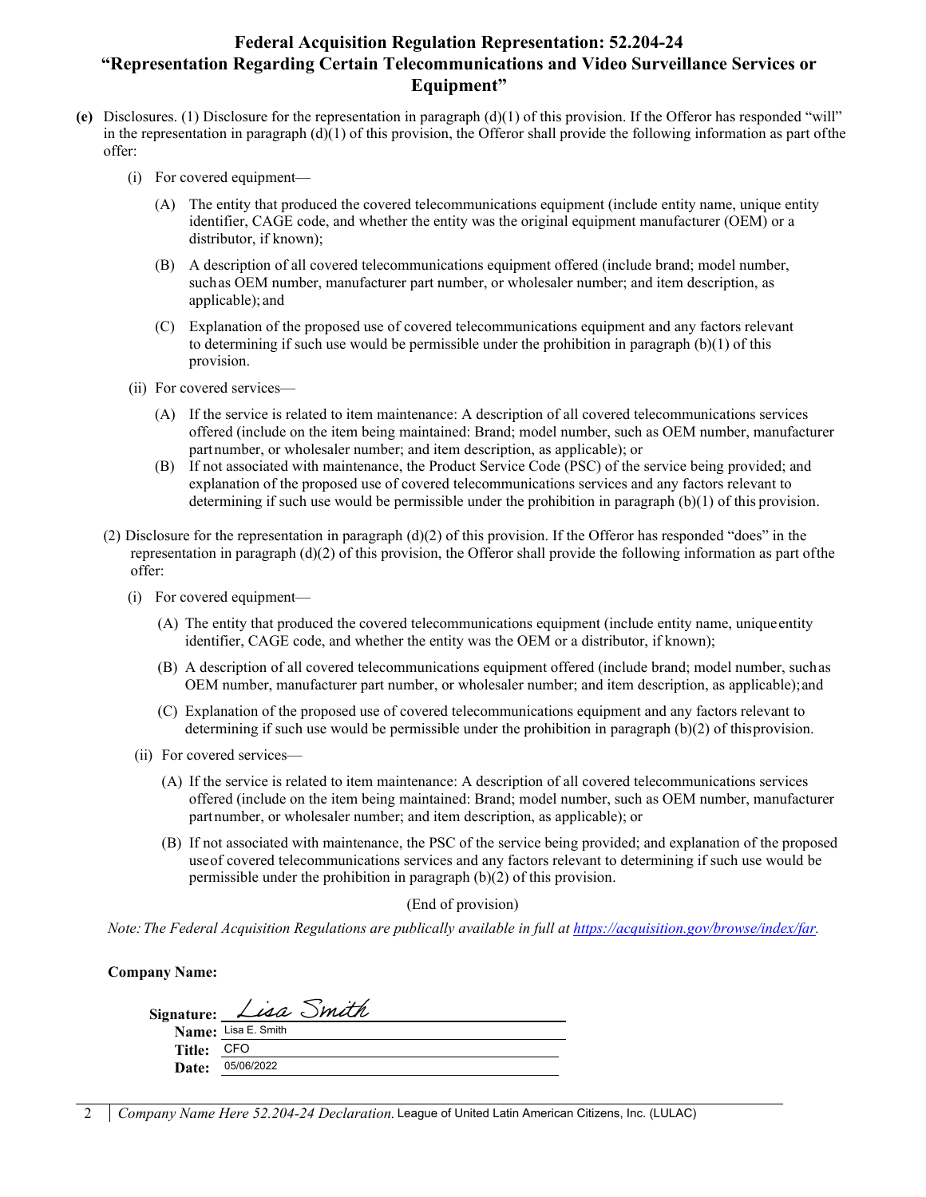# Federal Acquisition Regulation Representation: 52.204-24 "Representation Regarding Certain Telecommunications and Video Surveillance Services or Equipment"

**(e)** Disclosures. (1) Disclosure for the representation in paragraph (d)(1) of this provision. If the Offeror has responded "will" in the representation in paragraph (d)(1) of this provision, the Offeror shall provide the following information as part of the offer:

(i) For covered equipment—

(A) The entity that produced the covered telecommunications equipment (include entity name, unique entity identifier, CAGE code, and whether the entity was the original equipment manufacturer (OEM) or a distributor, if known);

(B) A description of all covered telecommunications equipment offered (include brand; model number, such as OEM number, manufacturer part number, or wholesaler number; and item description, as applicable); and

(C) Explanation of the proposed use of covered telecommunications equipment and any factors relevant to determining if such use would be permissible under the prohibition in paragraph (b)(1) of this provision.

(ii) For covered services—

(A) If the service is related to item maintenance: A description of all covered telecommunications services offered (include on the item being maintained: Brand; model number, such as OEM number, manufacturer part number, or wholesaler number; and item description, as applicable); or

(B) If not associated with maintenance, the Product Service Code (PSC) of the service being provided; and explanation of the proposed use of covered telecommunications services and any factors relevant to determining if such use would be permissible under the prohibition in paragraph (b)(1) of this provision.

(2) Disclosure for the representation in paragraph (d)(2) of this provision. If the Offeror has responded "does" in the representation in paragraph (d)(2) of this provision, the Offeror shall provide the following information as part of the offer:

(i) For covered equipment—

(A) The entity that produced the covered telecommunications equipment (include entity name, unique entity identifier, CAGE code, and whether the entity was the OEM or a distributor, if known);

(B) A description of all covered telecommunications equipment offered (include brand; model number, such as OEM number, manufacturer part number, or wholesaler number; and item description, as applicable); and

(C) Explanation of the proposed use of covered telecommunications equipment and any factors relevant to determining if such use would be permissible under the prohibition in paragraph (b)(2) of this provision.

(ii) For covered services—

(A) If the service is related to item maintenance: A description of all covered telecommunications services offered (include on the item being maintained: Brand; model number, such as OEM number, manufacturer part number, or wholesaler number; and item description, as applicable); or

(B) If not associated with maintenance, the PSC of the service being provided; and explanation of the proposed use of covered telecommunications services and any factors relevant to determining if such use would be permissible under the prohibition in paragraph (b)(2) of this provision.

(End of provision)

*Note: The Federal Acquisition Regulations are publically available in full at [https://acquisition.gov/browse/index/far](https://acquisition.gov/browse/index/far).*

**Company Name:**

**Signature:** Lisa Smith
**Name:** Lisa E. Smith
**Title:** CFO
**Date:** 05/06/2022

*Company Name Here 52.204-24 Declaration.* League of United Latin American Citizens, Inc. (LULAC)